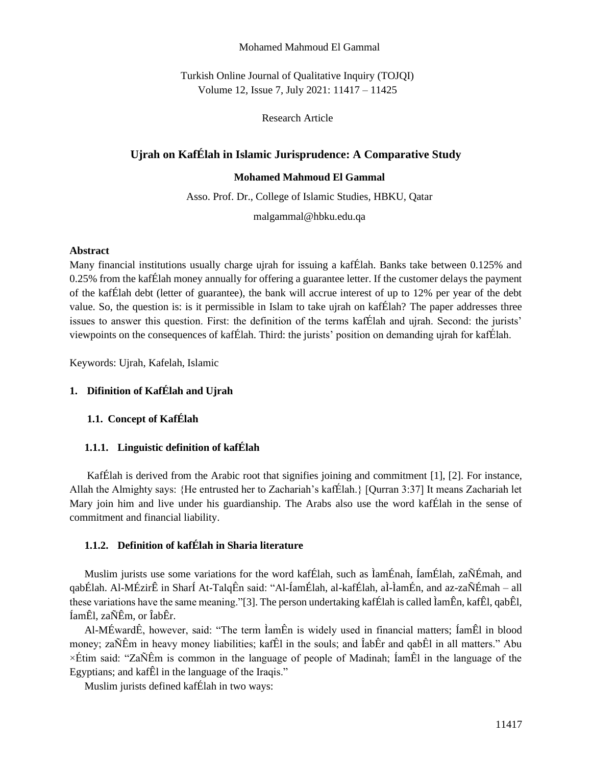Mohamed Mahmoud El Gammal

Turkish Online Journal of Qualitative Inquiry (TOJQI)
Volume 12, Issue 7, July 2021: 11417 – 11425

Research Article

# Ujrah on KafÉlah in Islamic Jurisprudence: A Comparative Study

**Mohamed Mahmoud El Gammal**

Asso. Prof. Dr., College of Islamic Studies, HBKU, Qatar

malgammal@hbku.edu.qa

**Abstract**

Many financial institutions usually charge ujrah for issuing a kafÉlah. Banks take between 0.125% and 0.25% from the kafÉlah money annually for offering a guarantee letter. If the customer delays the payment of the kafÉlah debt (letter of guarantee), the bank will accrue interest of up to 12% per year of the debt value. So, the question is: is it permissible in Islam to take ujrah on kafÉlah? The paper addresses three issues to answer this question. First: the definition of the terms kafÉlah and ujrah. Second: the jurists' viewpoints on the consequences of kafÉlah. Third: the jurists' position on demanding ujrah for kafÉlah.

Keywords: Ujrah, Kafelah, Islamic

## 1. Difinition of KafÉlah and Ujrah

### 1.1. Concept of KafÉlah

#### 1.1.1. Linguistic definition of kafÉlah

KafÉlah is derived from the Arabic root that signifies joining and commitment [1], [2]. For instance, Allah the Almighty says: {He entrusted her to Zachariah's kafÉlah.} [Qurran 3:37] It means Zachariah let Mary join him and live under his guardianship. The Arabs also use the word kafÉlah in the sense of commitment and financial liability.

#### 1.1.2. Definition of kafÉlah in Sharia literature

Muslim jurists use some variations for the word kafÉlah, such as ÌamÉnah, ÍamÉlah, zaÑÉmah, and qabÉlah. Al-MÉzirÊ in SharÍ At-TalqÊn said: "Al-ÍamÉlah, al-kafÉlah, aÌ-ÌamÉn, and az-zaÑÉmah – all these variations have the same meaning."[3]. The person undertaking kafÉlah is called ÌamÊn, kafÊl, qabÊl, ÍamÊl, zaÑÊm, or ÎabÊr.

Al-MÉwardÊ, however, said: "The term ÌamÊn is widely used in financial matters; ÍamÊl in blood money; zaÑÊm in heavy money liabilities; kafÊl in the souls; and ÎabÊr and qabÊl in all matters." Abu ×Étim said: "ZaÑÊm is common in the language of people of Madinah; ÍamÊl in the language of the Egyptians; and kafÊl in the language of the Iraqis."

Muslim jurists defined kafÉlah in two ways: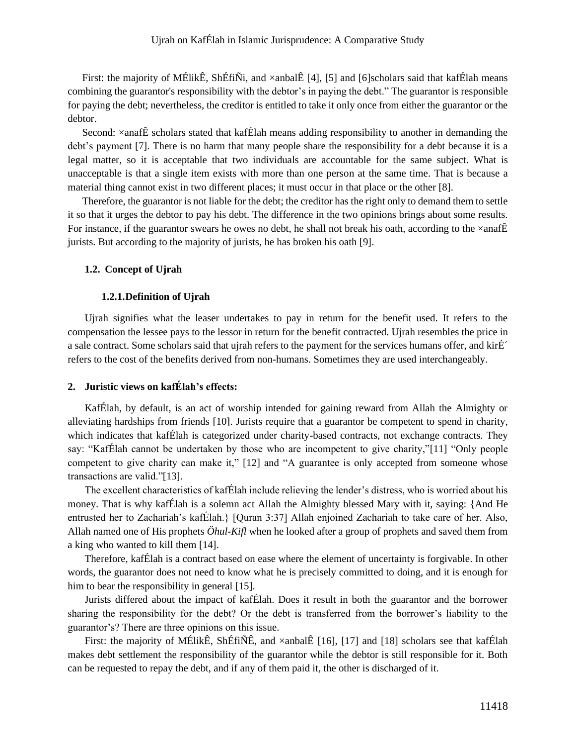First: the majority of MÉlikÊ, ShÉfiÑi, and ×anbalÊ [4], [5] and [6]scholars said that kafÉlah means combining the guarantor's responsibility with the debtor's in paying the debt." The guarantor is responsible for paying the debt; nevertheless, the creditor is entitled to take it only once from either the guarantor or the debtor.

Second: ×anafÊ scholars stated that kafÉlah means adding responsibility to another in demanding the debt's payment [7]. There is no harm that many people share the responsibility for a debt because it is a legal matter, so it is acceptable that two individuals are accountable for the same subject. What is unacceptable is that a single item exists with more than one person at the same time. That is because a material thing cannot exist in two different places; it must occur in that place or the other [8].

Therefore, the guarantor is not liable for the debt; the creditor has the right only to demand them to settle it so that it urges the debtor to pay his debt. The difference in the two opinions brings about some results. For instance, if the guarantor swears he owes no debt, he shall not break his oath, according to the ×anafÊ jurists. But according to the majority of jurists, he has broken his oath [9].

### 1.2. Concept of Ujrah

#### 1.2.1. Definition of Ujrah

Ujrah signifies what the leaser undertakes to pay in return for the benefit used. It refers to the compensation the lessee pays to the lessor in return for the benefit contracted. Ujrah resembles the price in a sale contract. Some scholars said that ujrah refers to the payment for the services humans offer, and kirÉ´ refers to the cost of the benefits derived from non-humans. Sometimes they are used interchangeably.

## 2. Juristic views on kafÉlah's effects:

KafÉlah, by default, is an act of worship intended for gaining reward from Allah the Almighty or alleviating hardships from friends [10]. Jurists require that a guarantor be competent to spend in charity, which indicates that kafÉlah is categorized under charity-based contracts, not exchange contracts. They say: "KafÉlah cannot be undertaken by those who are incompetent to give charity,"[11] "Only people competent to give charity can make it," [12] and "A guarantee is only accepted from someone whose transactions are valid."[13].

The excellent characteristics of kafÉlah include relieving the lender's distress, who is worried about his money. That is why kafÉlah is a solemn act Allah the Almighty blessed Mary with it, saying: {And He entrusted her to Zachariah's kafÉlah.} [Quran 3:37] Allah enjoined Zachariah to take care of her. Also, Allah named one of His prophets *Öhul-Kifl* when he looked after a group of prophets and saved them from a king who wanted to kill them [14].

Therefore, kafÉlah is a contract based on ease where the element of uncertainty is forgivable. In other words, the guarantor does not need to know what he is precisely committed to doing, and it is enough for him to bear the responsibility in general [15].

Jurists differed about the impact of kafÉlah. Does it result in both the guarantor and the borrower sharing the responsibility for the debt? Or the debt is transferred from the borrower's liability to the guarantor's? There are three opinions on this issue.

First: the majority of MÉlikÊ, ShÉfiÑÊ, and ×anbalÊ [16], [17] and [18] scholars see that kafÉlah makes debt settlement the responsibility of the guarantor while the debtor is still responsible for it. Both can be requested to repay the debt, and if any of them paid it, the other is discharged of it.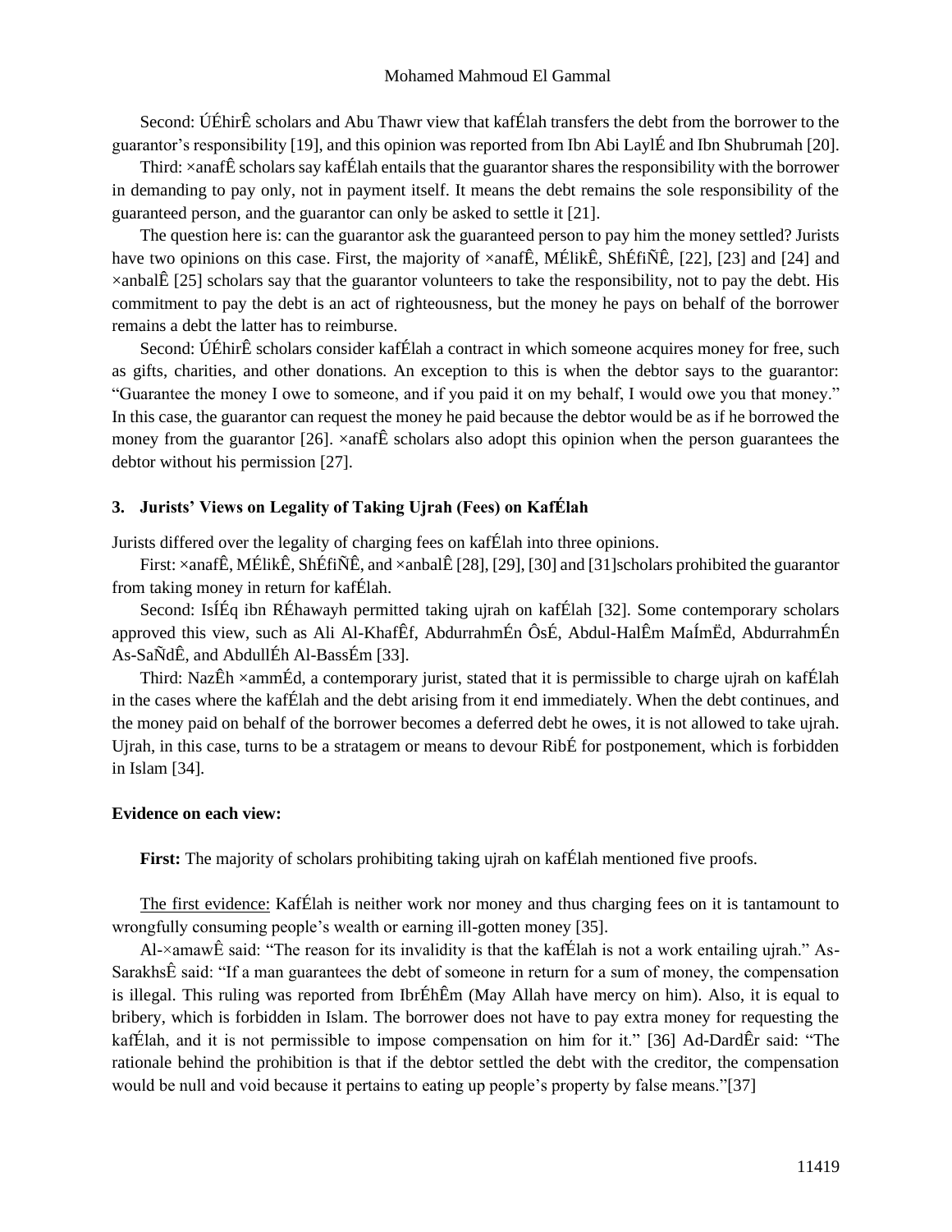Second: ÚÉhirÊ scholars and Abu Thawr view that kafÉlah transfers the debt from the borrower to the guarantor's responsibility [19], and this opinion was reported from Ibn Abi LaylÉ and Ibn Shubrumah [20].

Third: ×anafÊ scholars say kafÉlah entails that the guarantor shares the responsibility with the borrower in demanding to pay only, not in payment itself. It means the debt remains the sole responsibility of the guaranteed person, and the guarantor can only be asked to settle it [21].

The question here is: can the guarantor ask the guaranteed person to pay him the money settled? Jurists have two opinions on this case. First, the majority of ×anafÊ, MÉlikÊ, ShÉfiÑÊ, [22], [23] and [24] and ×anbalÊ [25] scholars say that the guarantor volunteers to take the responsibility, not to pay the debt. His commitment to pay the debt is an act of righteousness, but the money he pays on behalf of the borrower remains a debt the latter has to reimburse.

Second: ÚÉhirÊ scholars consider kafÉlah a contract in which someone acquires money for free, such as gifts, charities, and other donations. An exception to this is when the debtor says to the guarantor: "Guarantee the money I owe to someone, and if you paid it on my behalf, I would owe you that money." In this case, the guarantor can request the money he paid because the debtor would be as if he borrowed the money from the guarantor [26]. ×anafÊ scholars also adopt this opinion when the person guarantees the debtor without his permission [27].

### 3. Jurists' Views on Legality of Taking Ujrah (Fees) on KafÉlah

Jurists differed over the legality of charging fees on kafÉlah into three opinions.

First: ×anafÊ, MÉlikÊ, ShÉfiÑÊ, and ×anbalÊ [28], [29], [30] and [31]scholars prohibited the guarantor from taking money in return for kafÉlah.

Second: IsÍÉq ibn RÉhawayh permitted taking ujrah on kafÉlah [32]. Some contemporary scholars approved this view, such as Ali Al-KhafÊf, AbdurrahmÉn ÔsÉ, Abdul-HalÊm MaÍmËd, AbdurrahmÉn As-SaÑdÊ, and AbdullÉh Al-BassÉm [33].

Third: NazÊh ×ammÉd, a contemporary jurist, stated that it is permissible to charge ujrah on kafÉlah in the cases where the kafÉlah and the debt arising from it end immediately. When the debt continues, and the money paid on behalf of the borrower becomes a deferred debt he owes, it is not allowed to take ujrah. Ujrah, in this case, turns to be a stratagem or means to devour RibÉ for postponement, which is forbidden in Islam [34].

**Evidence on each view:**

**First:** The majority of scholars prohibiting taking ujrah on kafÉlah mentioned five proofs.

The first evidence: KafÉlah is neither work nor money and thus charging fees on it is tantamount to wrongfully consuming people's wealth or earning ill-gotten money [35].

Al-×amawÊ said: "The reason for its invalidity is that the kafÉlah is not a work entailing ujrah." As-SarakhsÊ said: "If a man guarantees the debt of someone in return for a sum of money, the compensation is illegal. This ruling was reported from IbrÉhÊm (May Allah have mercy on him). Also, it is equal to bribery, which is forbidden in Islam. The borrower does not have to pay extra money for requesting the kafÉlah, and it is not permissible to impose compensation on him for it." [36] Ad-DardÊr said: "The rationale behind the prohibition is that if the debtor settled the debt with the creditor, the compensation would be null and void because it pertains to eating up people's property by false means."[37]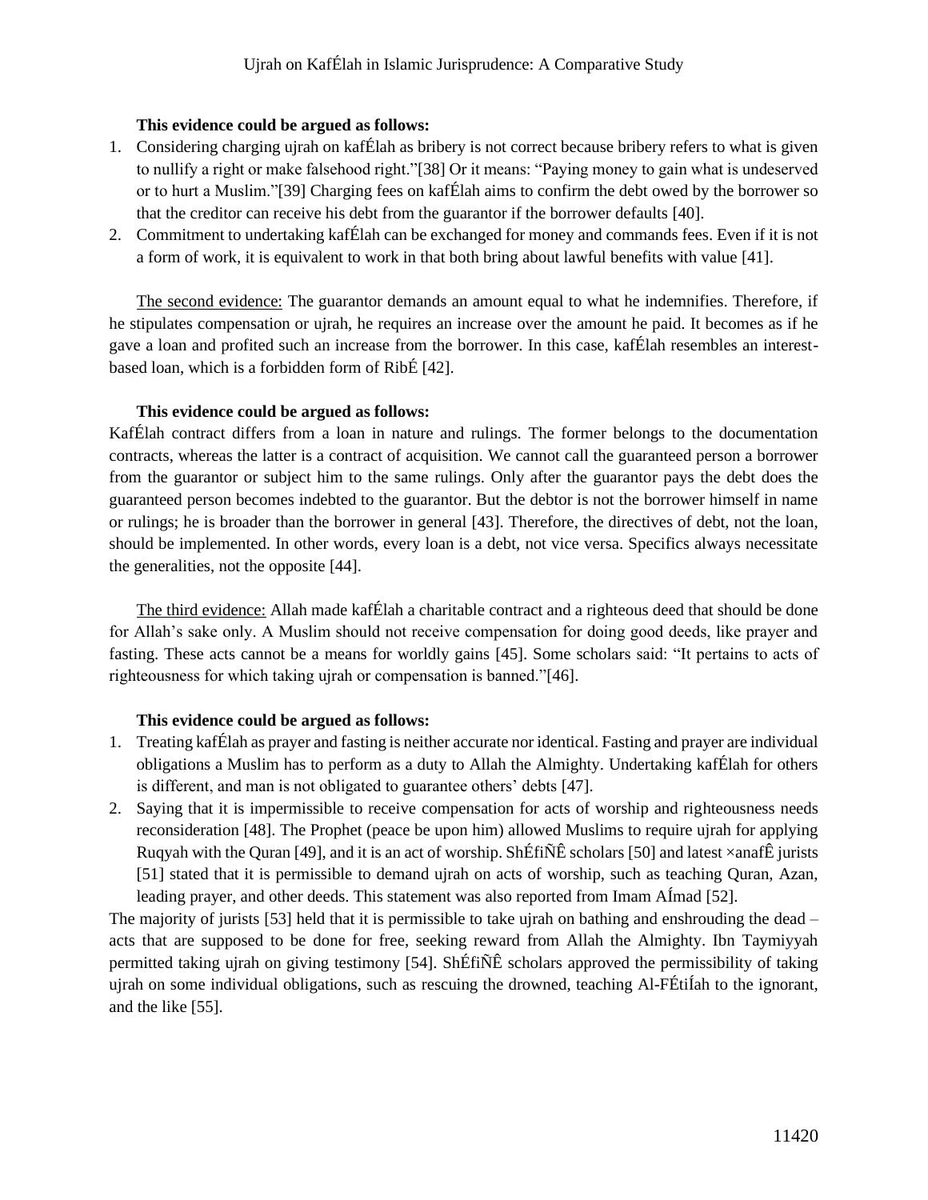**This evidence could be argued as follows:**

1. Considering charging ujrah on kafÉlah as bribery is not correct because bribery refers to what is given to nullify a right or make falsehood right."[38] Or it means: "Paying money to gain what is undeserved or to hurt a Muslim."[39] Charging fees on kafÉlah aims to confirm the debt owed by the borrower so that the creditor can receive his debt from the guarantor if the borrower defaults [40].
2. Commitment to undertaking kafÉlah can be exchanged for money and commands fees. Even if it is not a form of work, it is equivalent to work in that both bring about lawful benefits with value [41].

<u>The second evidence:</u> The guarantor demands an amount equal to what he indemnifies. Therefore, if he stipulates compensation or ujrah, he requires an increase over the amount he paid. It becomes as if he gave a loan and profited such an increase from the borrower. In this case, kafÉlah resembles an interest-based loan, which is a forbidden form of RibÉ [42].

**This evidence could be argued as follows:**

KafÉlah contract differs from a loan in nature and rulings. The former belongs to the documentation contracts, whereas the latter is a contract of acquisition. We cannot call the guaranteed person a borrower from the guarantor or subject him to the same rulings. Only after the guarantor pays the debt does the guaranteed person becomes indebted to the guarantor. But the debtor is not the borrower himself in name or rulings; he is broader than the borrower in general [43]. Therefore, the directives of debt, not the loan, should be implemented. In other words, every loan is a debt, not vice versa. Specifics always necessitate the generalities, not the opposite [44].

<u>The third evidence:</u> Allah made kafÉlah a charitable contract and a righteous deed that should be done for Allah's sake only. A Muslim should not receive compensation for doing good deeds, like prayer and fasting. These acts cannot be a means for worldly gains [45]. Some scholars said: "It pertains to acts of righteousness for which taking ujrah or compensation is banned."[46].

**This evidence could be argued as follows:**

1. Treating kafÉlah as prayer and fasting is neither accurate nor identical. Fasting and prayer are individual obligations a Muslim has to perform as a duty to Allah the Almighty. Undertaking kafÉlah for others is different, and man is not obligated to guarantee others' debts [47].
2. Saying that it is impermissible to receive compensation for acts of worship and righteousness needs reconsideration [48]. The Prophet (peace be upon him) allowed Muslims to require ujrah for applying Ruqyah with the Quran [49], and it is an act of worship. ShÉfiÑÊ scholars [50] and latest ×anafÊ jurists [51] stated that it is permissible to demand ujrah on acts of worship, such as teaching Quran, Azan, leading prayer, and other deeds. This statement was also reported from Imam AÍmad [52].

The majority of jurists [53] held that it is permissible to take ujrah on bathing and enshrouding the dead – acts that are supposed to be done for free, seeking reward from Allah the Almighty. Ibn Taymiyyah permitted taking ujrah on giving testimony [54]. ShÉfiÑÊ scholars approved the permissibility of taking ujrah on some individual obligations, such as rescuing the drowned, teaching Al-FÉtiÍah to the ignorant, and the like [55].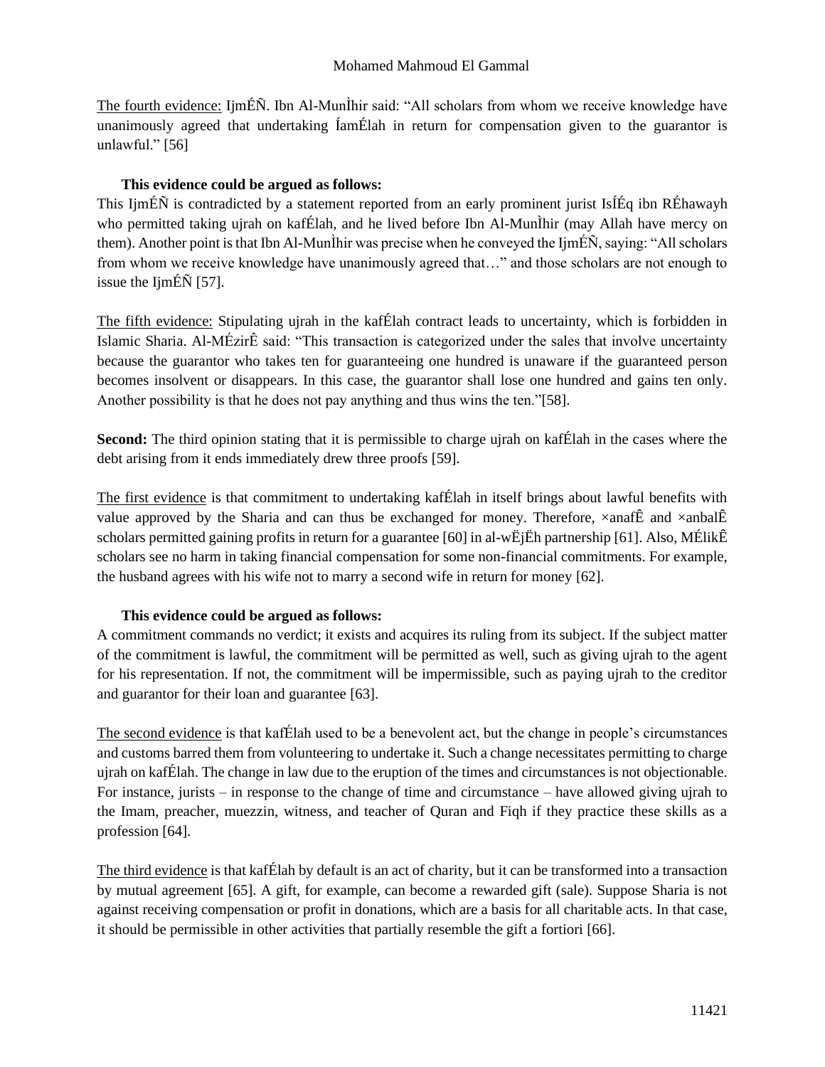The fourth evidence: IjmÉÑ. Ibn Al-MunÌhir said: "All scholars from whom we receive knowledge have unanimously agreed that undertaking ÍamÉlah in return for compensation given to the guarantor is unlawful." [56]

**This evidence could be argued as follows:**

This IjmÉÑ is contradicted by a statement reported from an early prominent jurist IsÍÉq ibn RÉhawayh who permitted taking ujrah on kafÉlah, and he lived before Ibn Al-MunÌhir (may Allah have mercy on them). Another point is that Ibn Al-MunÌhir was precise when he conveyed the IjmÉÑ, saying: "All scholars from whom we receive knowledge have unanimously agreed that…" and those scholars are not enough to issue the IjmÉÑ [57].

The fifth evidence: Stipulating ujrah in the kafÉlah contract leads to uncertainty, which is forbidden in Islamic Sharia. Al-MÉzirÊ said: "This transaction is categorized under the sales that involve uncertainty because the guarantor who takes ten for guaranteeing one hundred is unaware if the guaranteed person becomes insolvent or disappears. In this case, the guarantor shall lose one hundred and gains ten only. Another possibility is that he does not pay anything and thus wins the ten."[58].

**Second:** The third opinion stating that it is permissible to charge ujrah on kafÉlah in the cases where the debt arising from it ends immediately drew three proofs [59].

The first evidence is that commitment to undertaking kafÉlah in itself brings about lawful benefits with value approved by the Sharia and can thus be exchanged for money. Therefore, ×anafÊ and ×anbalÊ scholars permitted gaining profits in return for a guarantee [60] in al-wËjËh partnership [61]. Also, MÉlikÊ scholars see no harm in taking financial compensation for some non-financial commitments. For example, the husband agrees with his wife not to marry a second wife in return for money [62].

**This evidence could be argued as follows:**

A commitment commands no verdict; it exists and acquires its ruling from its subject. If the subject matter of the commitment is lawful, the commitment will be permitted as well, such as giving ujrah to the agent for his representation. If not, the commitment will be impermissible, such as paying ujrah to the creditor and guarantor for their loan and guarantee [63].

The second evidence is that kafÉlah used to be a benevolent act, but the change in people's circumstances and customs barred them from volunteering to undertake it. Such a change necessitates permitting to charge ujrah on kafÉlah. The change in law due to the eruption of the times and circumstances is not objectionable. For instance, jurists – in response to the change of time and circumstance – have allowed giving ujrah to the Imam, preacher, muezzin, witness, and teacher of Quran and Fiqh if they practice these skills as a profession [64].

The third evidence is that kafÉlah by default is an act of charity, but it can be transformed into a transaction by mutual agreement [65]. A gift, for example, can become a rewarded gift (sale). Suppose Sharia is not against receiving compensation or profit in donations, which are a basis for all charitable acts. In that case, it should be permissible in other activities that partially resemble the gift a fortiori [66].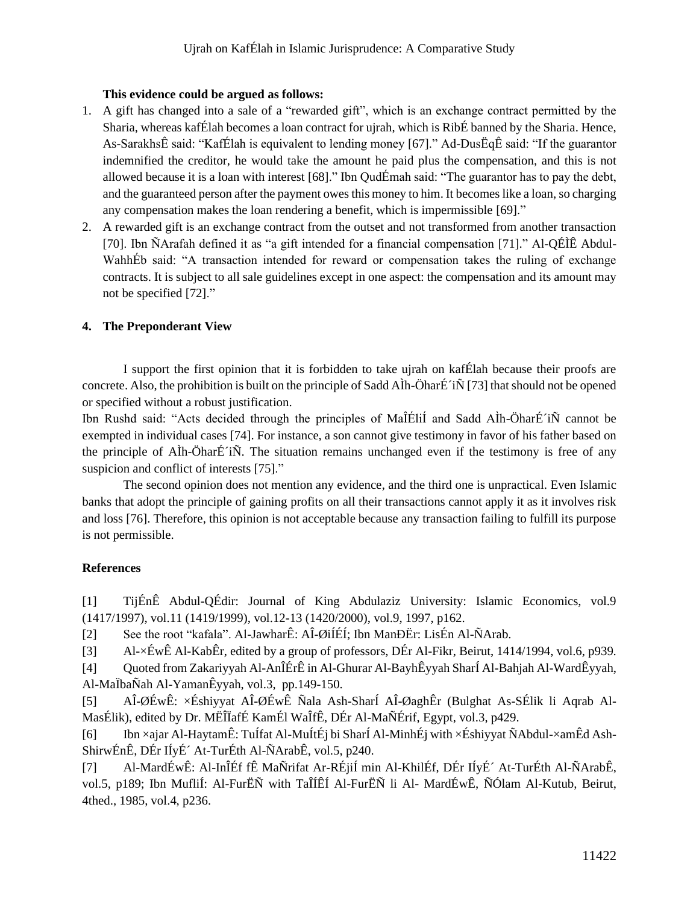**This evidence could be argued as follows:**

1. A gift has changed into a sale of a “rewarded gift”, which is an exchange contract permitted by the Sharia, whereas kafÉlah becomes a loan contract for ujrah, which is RibÉ banned by the Sharia. Hence, As-SarakhsÊ said: “KafÉlah is equivalent to lending money [67].” Ad-DusËqÊ said: “If the guarantor indemnified the creditor, he would take the amount he paid plus the compensation, and this is not allowed because it is a loan with interest [68].” Ibn QudÉmah said: “The guarantor has to pay the debt, and the guaranteed person after the payment owes this money to him. It becomes like a loan, so charging any compensation makes the loan rendering a benefit, which is impermissible [69].”
2. A rewarded gift is an exchange contract from the outset and not transformed from another transaction [70]. Ibn ÑArafah defined it as “a gift intended for a financial compensation [71].” Al-QÉÌÊ Abdul-WahhÉb said: “A transaction intended for reward or compensation takes the ruling of exchange contracts. It is subject to all sale guidelines except in one aspect: the compensation and its amount may not be specified [72].”

## 4. The Preponderant View

I support the first opinion that it is forbidden to take ujrah on kafÉlah because their proofs are concrete. Also, the prohibition is built on the principle of Sadd AÌh-ÖharÉ´iÑ [73] that should not be opened or specified without a robust justification.

Ibn Rushd said: “Acts decided through the principles of MaÎÉliÍ and Sadd AÌh-ÖharÉ´iÑ cannot be exempted in individual cases [74]. For instance, a son cannot give testimony in favor of his father based on the principle of AÌh-ÖharÉ´iÑ. The situation remains unchanged even if the testimony is free of any suspicion and conflict of interests [75].”

The second opinion does not mention any evidence, and the third one is unpractical. Even Islamic banks that adopt the principle of gaining profits on all their transactions cannot apply it as it involves risk and loss [76]. Therefore, this opinion is not acceptable because any transaction failing to fulfill its purpose is not permissible.

## References

[1] TijÉnÊ Abdul-QÉdir: Journal of King Abdulaziz University: Islamic Economics, vol.9 (1417/1997), vol.11 (1419/1999), vol.12-13 (1420/2000), vol.9, 1997, p162.

[2] See the root “kafala”. Al-JawharÊ: AÎ-ØiÍÉÍ; Ibn ManÐËr: LisÉn Al-ÑArab.

[3] Al-×ÉwÊ Al-KabÊr, edited by a group of professors, DÉr Al-Fikr, Beirut, 1414/1994, vol.6, p939.

[4] Quoted from Zakariyyah Al-AnÎÉrÊ in Al-Ghurar Al-BayhÊyyah SharÍ Al-Bahjah Al-WardÊyyah, Al-MaÏbaÑah Al-YamanÊyyah, vol.3, pp.149-150.

[5] AÎ-ØÉwÊ: ×Éshiyyat AÎ-ØÉwÊ Ñala Ash-SharÍ AÎ-ØaghÊr (Bulghat As-SÉlik li Aqrab Al-MasÉlik), edited by Dr. MËÎÏafÉ KamÉl WaÎfÊ, DÉr Al-MaÑÉrif, Egypt, vol.3, p429.

[6] Ibn ×ajar Al-HaytamÊ: TuÍfat Al-MuÍtÉj bi SharÍ Al-MinhÉj with ×Éshiyyat ÑAbdul-×amÊd Ash-ShirwÉnÊ, DÉr IÍyÉ´ At-TurÉth Al-ÑArabÊ, vol.5, p240.

[7] Al-MardÉwÊ: Al-InÎÉf fÊ MaÑrifat Ar-RÉjiÍ min Al-KhilÉf, DÉr IÍyÉ´ At-TurÉth Al-ÑArabÊ, vol.5, p189; Ibn MufliÍ: Al-FurËÑ with TaÎÍÊÍ Al-FurËÑ li Al- MardÉwÊ, ÑÓlam Al-Kutub, Beirut, 4thed., 1985, vol.4, p236.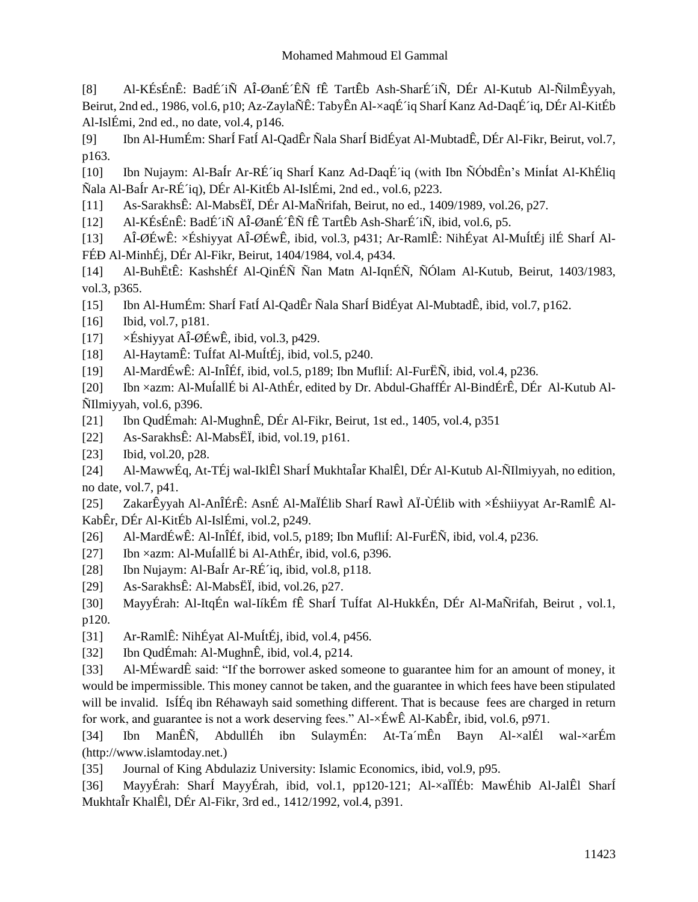[8] Al-KÉsÉnÊ: BadÉ´iÑ AÎ-ØanÉ´ÊÑ fÊ TartÊb Ash-SharÉ´iÑ, DÉr Al-Kutub Al-ÑilmÊyyah, Beirut, 2nd ed., 1986, vol.6, p10; Az-ZaylaÑÊ: TabyÊn Al-×aqÉ´iq SharÍ Kanz Ad-DaqÉ´iq, DÉr Al-KitÉb Al-IslÉmi, 2nd ed., no date, vol.4, p146.

[9] Ibn Al-HumÉm: SharÍ FatÍ Al-QadÊr Ñala SharÍ BidÉyat Al-MubtadÊ, DÉr Al-Fikr, Beirut, vol.7, p163.

[10] Ibn Nujaym: Al-BaÍr Ar-RÉ´iq SharÍ Kanz Ad-DaqÉ´iq (with Ibn ÑÓbdÊn's MinÍat Al-KhÉliq Ñala Al-BaÍr Ar-RÉ´iq), DÉr Al-KitÉb Al-IslÉmi, 2nd ed., vol.6, p223.

[11] As-SarakhsÊ: Al-MabsËÏ, DÉr Al-MaÑrifah, Beirut, no ed., 1409/1989, vol.26, p27.

[12] Al-KÉsÉnÊ: BadÉ´iÑ AÎ-ØanÉ´ÊÑ fÊ TartÊb Ash-SharÉ´iÑ, ibid, vol.6, p5.

[13] AÎ-ØÉwÊ: ×Éshiyyat AÎ-ØÉwÊ, ibid, vol.3, p431; Ar-RamlÊ: NihÉyat Al-MuÍtÉj ilÉ SharÍ Al-FÉÐ Al-MinhÉj, DÉr Al-Fikr, Beirut, 1404/1984, vol.4, p434.

[14] Al-BuhËtÊ: KashshÉf Al-QinÉÑ Ñan Matn Al-IqnÉÑ, ÑÓlam Al-Kutub, Beirut, 1403/1983, vol.3, p365.

[15] Ibn Al-HumÉm: SharÍ FatÍ Al-QadÊr Ñala SharÍ BidÉyat Al-MubtadÊ, ibid, vol.7, p162.

[16] Ibid, vol.7, p181.

[17] ×Éshiyyat AÎ-ØÉwÊ, ibid, vol.3, p429.

[18] Al-HaytamÊ: TuÍfat Al-MuÍtÉj, ibid, vol.5, p240.

[19] Al-MardÉwÊ: Al-InÎÉf, ibid, vol.5, p189; Ibn MufliÍ: Al-FurËÑ, ibid, vol.4, p236.

[20] Ibn ×azm: Al-MuÍallÉ bi Al-AthÉr, edited by Dr. Abdul-GhaffÉr Al-BindÉrÊ, DÉr Al-Kutub Al-ÑIlmiyyah, vol.6, p396.

[21] Ibn QudÉmah: Al-MughnÊ, DÉr Al-Fikr, Beirut, 1st ed., 1405, vol.4, p351

[22] As-SarakhsÊ: Al-MabsËÏ, ibid, vol.19, p161.

[23] Ibid, vol.20, p28.

[24] Al-MawwÉq, At-TÉj wal-IklÊl SharÍ MukhtaÎar KhalÊl, DÉr Al-Kutub Al-ÑIlmiyyah, no edition, no date, vol.7, p41.

[25] ZakarÊyyah Al-AnÎÉrÊ: AsnÉ Al-MaÏÉlib SharÍ RawÌ AÏ-ÙÉlib with ×Éshiiyyat Ar-RamlÊ Al-KabÊr, DÉr Al-KitÉb Al-IslÉmi, vol.2, p249.

[26] Al-MardÉwÊ: Al-InÎÉf, ibid, vol.5, p189; Ibn MufliÍ: Al-FurËÑ, ibid, vol.4, p236.

[27] Ibn ×azm: Al-MuÍallÉ bi Al-AthÉr, ibid, vol.6, p396.

[28] Ibn Nujaym: Al-BaÍr Ar-RÉ´iq, ibid, vol.8, p118.

[29] As-SarakhsÊ: Al-MabsËÏ, ibid, vol.26, p27.

[30] MayyÉrah: Al-ItqÉn wal-IíkÉm fÊ SharÍ TuÍfat Al-HukkÉn, DÉr Al-MaÑrifah, Beirut , vol.1, p120.

[31] Ar-RamlÊ: NihÉyat Al-MuÍtÉj, ibid, vol.4, p456.

[32] Ibn QudÉmah: Al-MughnÊ, ibid, vol.4, p214.

[33] Al-MÉwardÊ said: "If the borrower asked someone to guarantee him for an amount of money, it would be impermissible. This money cannot be taken, and the guarantee in which fees have been stipulated will be invalid. IsÍÉq ibn Réhawayh said something different. That is because fees are charged in return for work, and guarantee is not a work deserving fees." Al-×ÉwÊ Al-KabÊr, ibid, vol.6, p971.

[34] Ibn ManÊÑ, AbdullÉh ibn SulaymÉn: At-Ta´mÊn Bayn Al-×alÉl wal-×arÉm (http://www.islamtoday.net.)

[35] Journal of King Abdulaziz University: Islamic Economics, ibid, vol.9, p95.

[36] MayyÉrah: SharÍ MayyÉrah, ibid, vol.1, pp120-121; Al-×aÏÏÉb: MawÉhib Al-JalÊl SharÍ MukhtaÎr KhalÊl, DÉr Al-Fikr, 3rd ed., 1412/1992, vol.4, p391.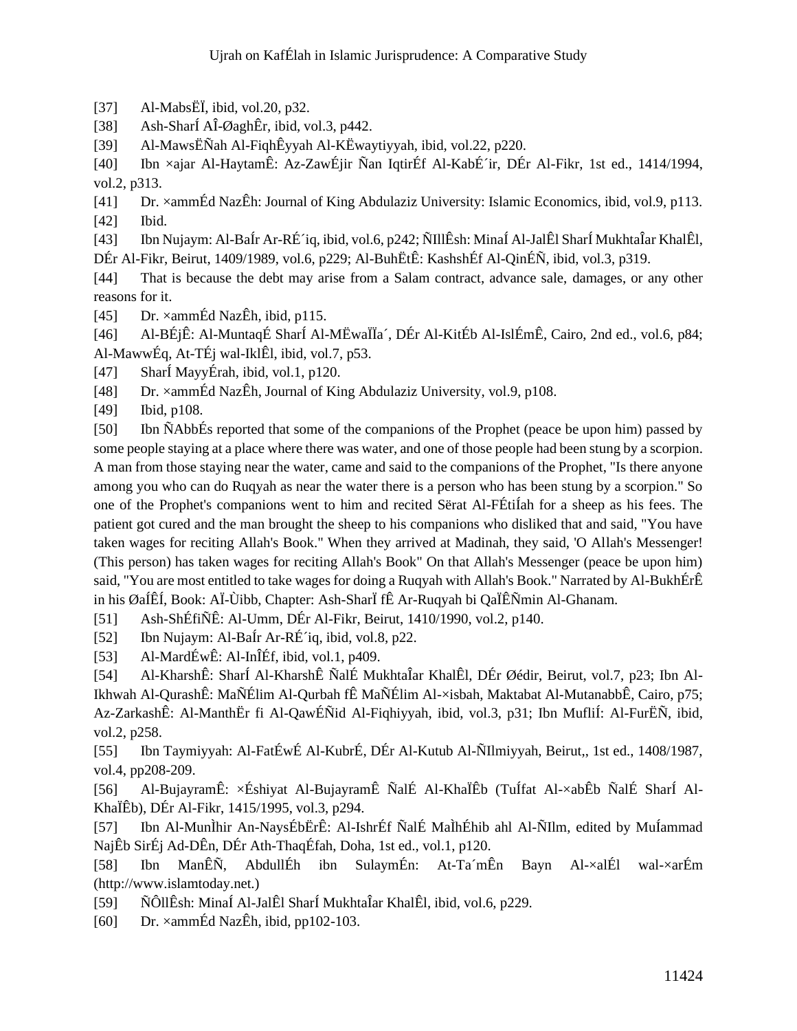[37] Al-MabsËÏ, ibid, vol.20, p32.

[38] Ash-SharÍ AÎ-ØaghÊr, ibid, vol.3, p442.

[39] Al-MawsËÑah Al-FiqhÊyyah Al-KËwaytiyyah, ibid, vol.22, p220.

[40] Ibn ×ajar Al-HaytamÊ: Az-ZawÉjir Ñan IqtirÉf Al-KabÉ´ir, DÉr Al-Fikr, 1st ed., 1414/1994, vol.2, p313.

[41] Dr. ×ammÉd NazÊh: Journal of King Abdulaziz University: Islamic Economics, ibid, vol.9, p113.

[42] Ibid.

[43] Ibn Nujaym: Al-BaÍr Ar-RÉ´iq, ibid, vol.6, p242; ÑIllÊsh: MinaÍ Al-JalÊl SharÍ MukhtaÎar KhalÊl, DÉr Al-Fikr, Beirut, 1409/1989, vol.6, p229; Al-BuhËtÊ: KashshÉf Al-QinÉÑ, ibid, vol.3, p319.

[44] That is because the debt may arise from a Salam contract, advance sale, damages, or any other reasons for it.

[45] Dr. ×ammÉd NazÊh, ibid, p115.

[46] Al-BÉjÊ: Al-MuntaqÉ SharÍ Al-MËwaÏÏa´, DÉr Al-KitÉb Al-IslÉmÊ, Cairo, 2nd ed., vol.6, p84; Al-MawwÉq, At-TÉj wal-IklÊl, ibid, vol.7, p53.

[47] SharÍ MayyÉrah, ibid, vol.1, p120.

[48] Dr. ×ammÉd NazÊh, Journal of King Abdulaziz University, vol.9, p108.

[49] Ibid, p108.

[50] Ibn ÑAbbÉs reported that some of the companions of the Prophet (peace be upon him) passed by some people staying at a place where there was water, and one of those people had been stung by a scorpion. A man from those staying near the water, came and said to the companions of the Prophet, "Is there anyone among you who can do Ruqyah as near the water there is a person who has been stung by a scorpion." So one of the Prophet's companions went to him and recited Sërat Al-FÉtiÍah for a sheep as his fees. The patient got cured and the man brought the sheep to his companions who disliked that and said, "You have taken wages for reciting Allah's Book." When they arrived at Madinah, they said, 'O Allah's Messenger! (This person) has taken wages for reciting Allah's Book" On that Allah's Messenger (peace be upon him) said, "You are most entitled to take wages for doing a Ruqyah with Allah's Book." Narrated by Al-BukhÉrÊ in his ØaÍÊÍ, Book: AÏ-Ùibb, Chapter: Ash-SharÏ fÊ Ar-Ruqyah bi QaÏÊÑmin Al-Ghanam.

[51] Ash-ShÉfiÑÊ: Al-Umm, DÉr Al-Fikr, Beirut, 1410/1990, vol.2, p140.

[52] Ibn Nujaym: Al-BaÍr Ar-RÉ´iq, ibid, vol.8, p22.

[53] Al-MardÉwÊ: Al-InÎÉf, ibid, vol.1, p409.

[54] Al-KharshÊ: SharÍ Al-KharshÊ ÑalÉ MukhtaÎar KhalÊl, DÉr Øédir, Beirut, vol.7, p23; Ibn Al-Ikhwah Al-QurashÊ: MaÑÉlim Al-Qurbah fÊ MaÑÉlim Al-×isbah, Maktabat Al-MutanabbÊ, Cairo, p75; Az-ZarkashÊ: Al-ManthËr fi Al-QawÉÑid Al-Fiqhiyyah, ibid, vol.3, p31; Ibn MufliÍ: Al-FurËÑ, ibid, vol.2, p258.

[55] Ibn Taymiyyah: Al-FatÉwÉ Al-KubrÉ, DÉr Al-Kutub Al-ÑIlmiyyah, Beirut,, 1st ed., 1408/1987, vol.4, pp208-209.

[56] Al-BujayramÊ: ×Éshiyat Al-BujayramÊ ÑalÉ Al-KhaÏÊb (TuÍfat Al-×abÊb ÑalÉ SharÍ Al-KhaÏÊb), DÉr Al-Fikr, 1415/1995, vol.3, p294.

[57] Ibn Al-MunÌhir An-NaysÉbËrÊ: Al-IshrÉf ÑalÉ MaÌhÉhib ahl Al-ÑIlm, edited by MuÍammad NajÊb SirÉj Ad-DÊn, DÉr Ath-ThaqÉfah, Doha, 1st ed., vol.1, p120.

[58] Ibn ManÊÑ, AbdullÉh ibn SulaymÉn: At-Ta´mÊn Bayn Al-×alÉl wal-×arÉm (http://www.islamtoday.net.)

[59] ÑÔllÊsh: MinaÍ Al-JalÊl SharÍ MukhtaÎar KhalÊl, ibid, vol.6, p229.

[60] Dr. ×ammÉd NazÊh, ibid, pp102-103.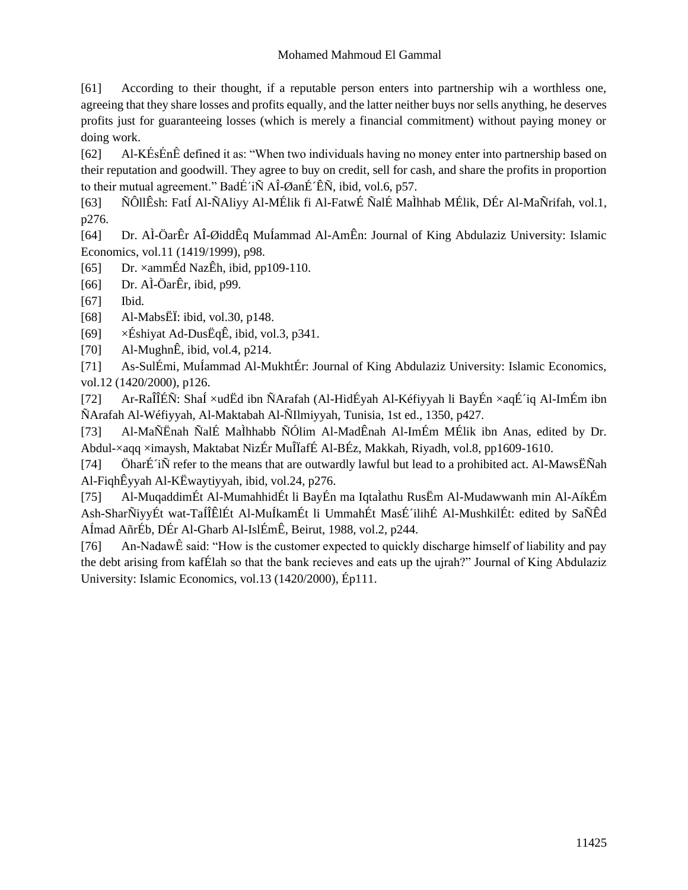[61] According to their thought, if a reputable person enters into partnership wih a worthless one, agreeing that they share losses and profits equally, and the latter neither buys nor sells anything, he deserves profits just for guaranteeing losses (which is merely a financial commitment) without paying money or doing work.

[62] Al-KÉsÉnÊ defined it as: "When two individuals having no money enter into partnership based on their reputation and goodwill. They agree to buy on credit, sell for cash, and share the profits in proportion to their mutual agreement." BadÉ´iÑ AÎ-ØanÉ´ÊÑ, ibid, vol.6, p57.

[63] ÑÔllÊsh: FatÍ Al-ÑAliyy Al-MÉlik fi Al-FatwÉ ÑalÉ MaÌhhab MÉlik, DÉr Al-MaÑrifah, vol.1, p276.

[64] Dr. AÌ-ÖarÊr AÎ-ØiddÊq MuÍammad Al-AmÊn: Journal of King Abdulaziz University: Islamic Economics, vol.11 (1419/1999), p98.

[65] Dr. ×ammÉd NazÊh, ibid, pp109-110.

[66] Dr. AÌ-ÖarÊr, ibid, p99.

[67] Ibid.

[68] Al-MabsËÏ: ibid, vol.30, p148.

[69] ×Éshiyat Ad-DusËqÊ, ibid, vol.3, p341.

[70] Al-MughnÊ, ibid, vol.4, p214.

[71] As-SulÉmi, MuÍammad Al-MukhtÉr: Journal of King Abdulaziz University: Islamic Economics, vol.12 (1420/2000), p126.

[72] Ar-RaÎÎÉÑ: ShaÍ ×udËd ibn ÑArafah (Al-HidÉyah Al-Kéfiyyah li BayÉn ×aqÉ´iq Al-ImÉm ibn ÑArafah Al-Wéfiyyah, Al-Maktabah Al-ÑIlmiyyah, Tunisia, 1st ed., 1350, p427.

[73] Al-MaÑËnah ÑalÉ MaÌhhabb ÑÓlim Al-MadÊnah Al-ImÉm MÉlik ibn Anas, edited by Dr. Abdul-×aqq ×imaysh, Maktabat NizÉr MuÎÏafÉ Al-BÉz, Makkah, Riyadh, vol.8, pp1609-1610.

[74] ÖharÉ´iÑ refer to the means that are outwardly lawful but lead to a prohibited act. Al-MawsËÑah Al-FiqhÊyyah Al-KËwaytiyyah, ibid, vol.24, p276.

[75] Al-MuqaddimÉt Al-MumahhidÉt li BayÉn ma IqtaÌathu RusËm Al-Mudawwanh min Al-AíkÉm Ash-SharÑiyyÉt wat-TaÍÎÊlÉt Al-MuÍkamÉt li UmmahÉt MasÉ´ilihÉ Al-MushkilÉt: edited by SaÑÊd AÍmad AñrÉb, DÉr Al-Gharb Al-IslÉmÊ, Beirut, 1988, vol.2, p244.

[76] An-NadawÊ said: "How is the customer expected to quickly discharge himself of liability and pay the debt arising from kafÉlah so that the bank recieves and eats up the ujrah?" Journal of King Abdulaziz University: Islamic Economics, vol.13 (1420/2000), Ép111.